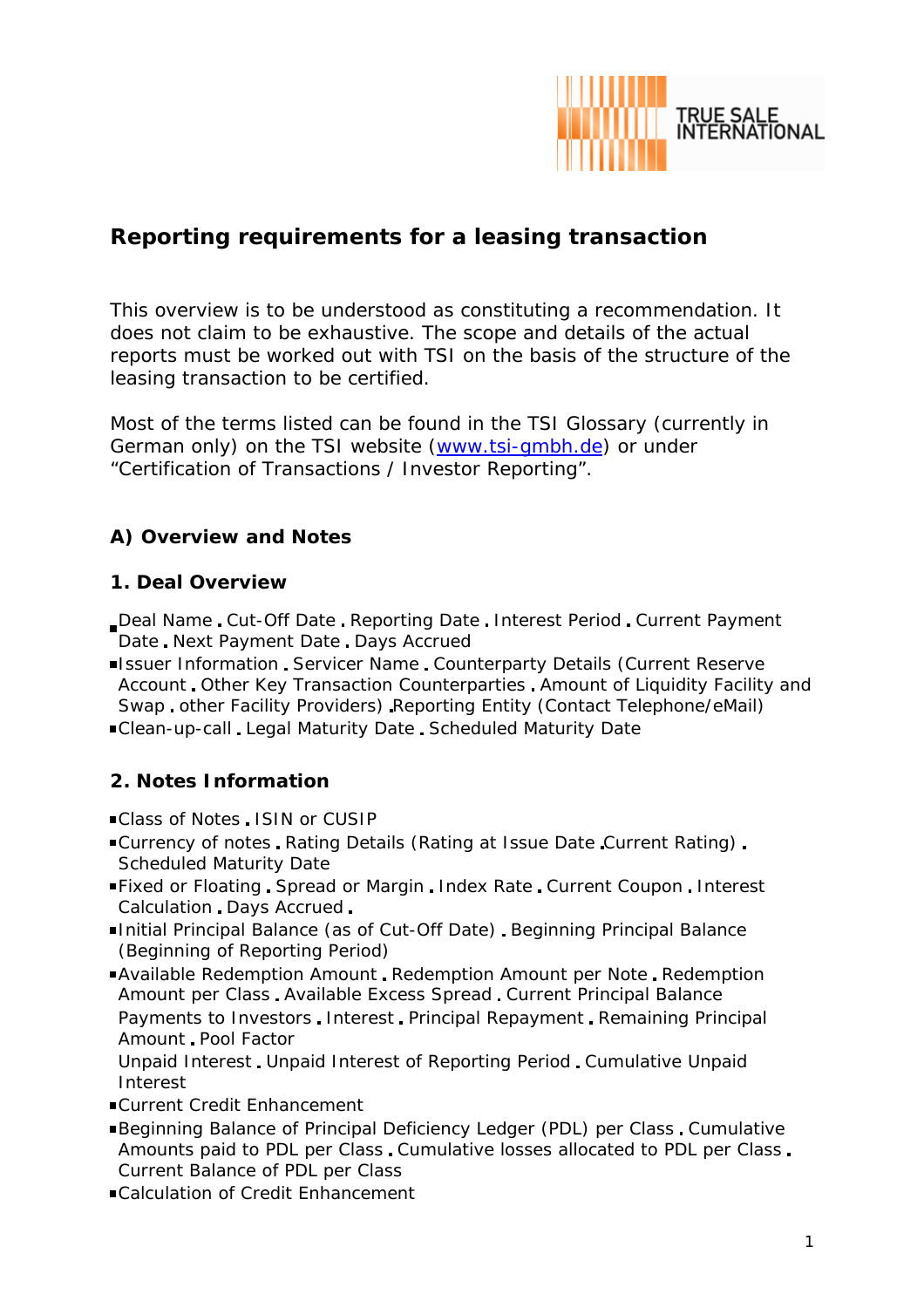## Reporting requirements for a leasing transaction

This overview is to be understood as constituting a recommendation. It does not claim to be exhaustive. The scope and details of the actual reports must be worked out with TSI on the basis of the structure of the leasing transaction to be certified.

Most of the terms listed can be found in the TSI Glossary (currently in German only) on the TSI website (www.tsi-gmbh.de) or under "Certification of Transactions / Investor Reporting".

### A) Overview and Notes

#### 1. Deal Overview

- Deal Name . Cut-Off Date . Reporting Date . Interest Period . Current Payment Date . Next Payment Date . Days Accrued
- Issuer Information . Servicer Name . Counterparty Details (Current Reserve Account . Other Key Transaction Counterparties . Amount of Liquidity Facility and Swap . other Facility Providers) .Reporting Entity (Contact Telephone/eMail)
- Clean-up-call . Legal Maturity Date . Scheduled Maturity Date

#### 2. Notes Information

- Class of Notes . ISIN or CUSIP
- Currency of notes . Rating Details (Rating at Issue Date .Current Rating) . Scheduled Maturity Date
- Fixed or Floating . Spread or Margin . Index Rate . Current Coupon . Interest Calculation . Days Accrued .
- Initial Principal Balance (as of Cut-Off Date) . Beginning Principal Balance (Beginning of Reporting Period)
- Available Redemption Amount . Redemption Amount per Note . Redemption Amount per Class . Available Excess Spread . Current Principal Balance Payments to Investors . Interest . Principal Repayment . Remaining Principal Amount . Pool Factor Unpaid Interest . Unpaid Interest of Reporting Period . Cumulative Unpaid Interest
- Current Credit Enhancement
- Beginning Balance of Principal Deficiency Ledger (PDL) per Class . Cumulative Amounts paid to PDL per Class . Cumulative losses allocated to PDL per Class . Current Balance of PDL per Class
- Calculation of Credit Enhancement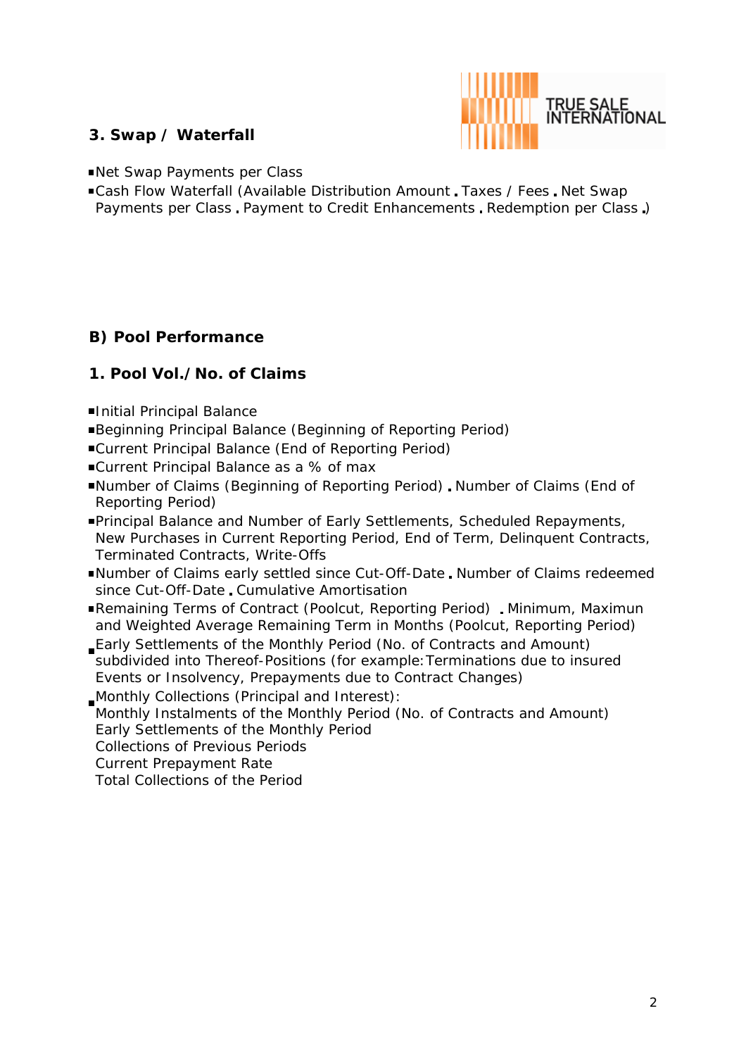### 3. Swap / Waterfall

- Net Swap Payments per Class
- Cash Flow Waterfall (Available Distribution Amount . Taxes / Fees . Net Swap Payments per Class . Payment to Credit Enhancements . Redemption per Class .)

## B) Pool Performance

### 1. Pool Vol./No. of Claims

- Initial Principal Balance
- Beginning Principal Balance (Beginning of Reporting Period)
- Current Principal Balance (End of Reporting Period)
- Current Principal Balance as a % of max
- Number of Claims (Beginning of Reporting Period) . Number of Claims (End of Reporting Period)
- Principal Balance and Number of Early Settlements, Scheduled Repayments, New Purchases in Current Reporting Period, End of Term, Delinquent Contracts, Terminated Contracts, Write-Offs
- Number of Claims early settled since Cut-Off-Date . Number of Claims redeemed since Cut-Off-Date . Cumulative Amortisation
- Remaining Terms of Contract (Poolcut, Reporting Period) . Minimum, Maximun and Weighted Average Remaining Term in Months (Poolcut, Reporting Period)
- Early Settlements of the Monthly Period (No. of Contracts and Amount) subdivided into Thereof-Positions (for example: Terminations due to insured Events or Insolvency, Prepayments due to Contract Changes)
- Monthly Collections (Principal and Interest):
  Monthly Instalments of the Monthly Period (No. of Contracts and Amount)
  Early Settlements of the Monthly Period
  Collections of Previous Periods
  Current Prepayment Rate
  Total Collections of the Period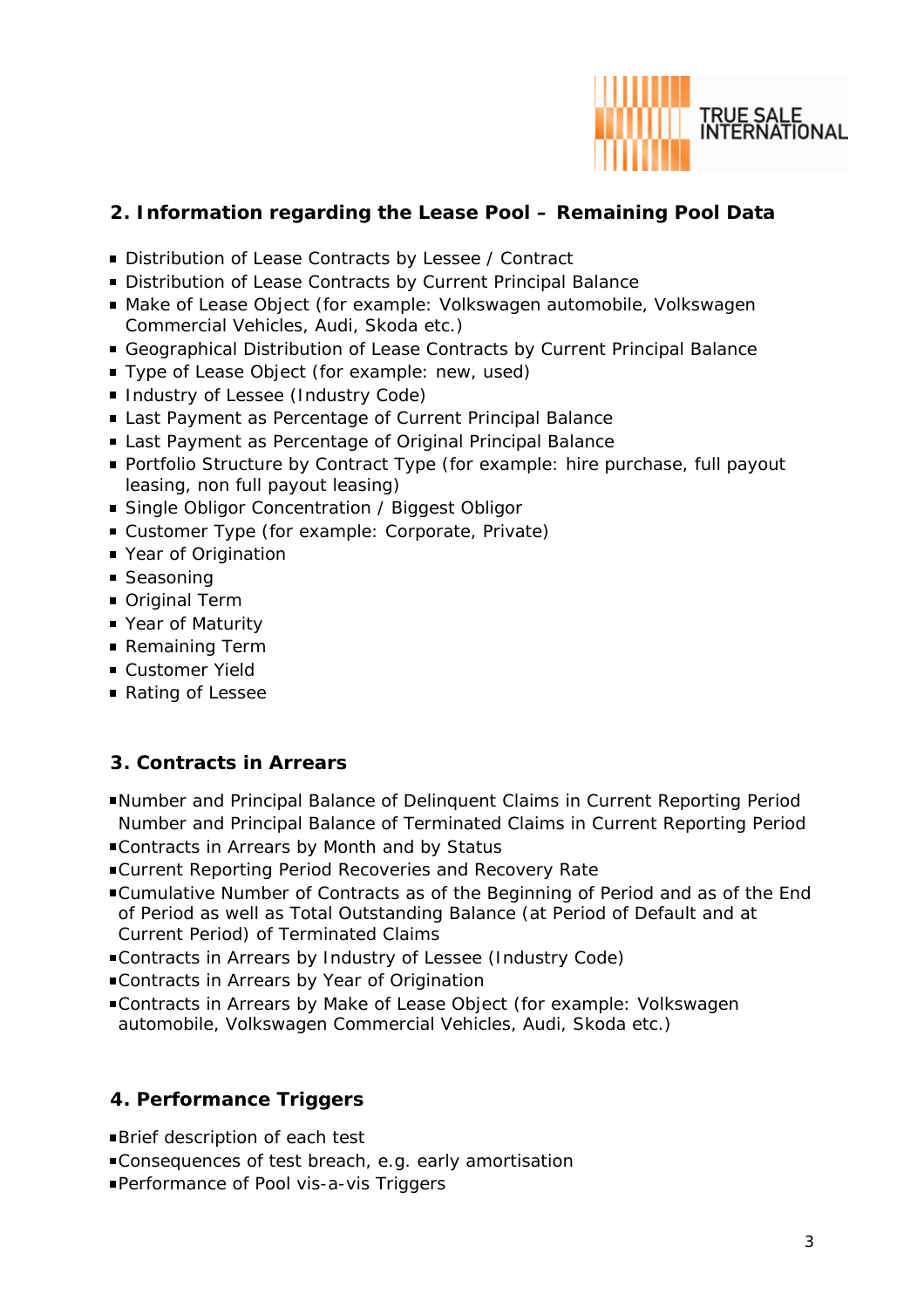## 2. Information regarding the Lease Pool – Remaining Pool Data

- Distribution of Lease Contracts by Lessee / Contract
- Distribution of Lease Contracts by Current Principal Balance
- Make of Lease Object (for example: Volkswagen automobile, Volkswagen Commercial Vehicles, Audi, Skoda etc.)
- Geographical Distribution of Lease Contracts by Current Principal Balance
- Type of Lease Object (for example: new, used)
- Industry of Lessee (Industry Code)
- Last Payment as Percentage of Current Principal Balance
- Last Payment as Percentage of Original Principal Balance
- Portfolio Structure by Contract Type (for example: hire purchase, full payout leasing, non full payout leasing)
- Single Obligor Concentration / Biggest Obligor
- Customer Type (for example: Corporate, Private)
- Year of Origination
- Seasoning
- Original Term
- Year of Maturity
- Remaining Term
- Customer Yield
- Rating of Lessee

## 3. Contracts in Arrears

- Number and Principal Balance of Delinquent Claims in Current Reporting Period
  Number and Principal Balance of Terminated Claims in Current Reporting Period
- Contracts in Arrears by Month and by Status
- Current Reporting Period Recoveries and Recovery Rate
- Cumulative Number of Contracts as of the Beginning of Period and as of the End of Period as well as Total Outstanding Balance (at Period of Default and at Current Period) of Terminated Claims
- Contracts in Arrears by Industry of Lessee (Industry Code)
- Contracts in Arrears by Year of Origination
- Contracts in Arrears by Make of Lease Object (for example: Volkswagen automobile, Volkswagen Commercial Vehicles, Audi, Skoda etc.)

## 4. Performance Triggers

- Brief description of each test
- Consequences of test breach, e.g. early amortisation
- Performance of Pool vis-a-vis Triggers